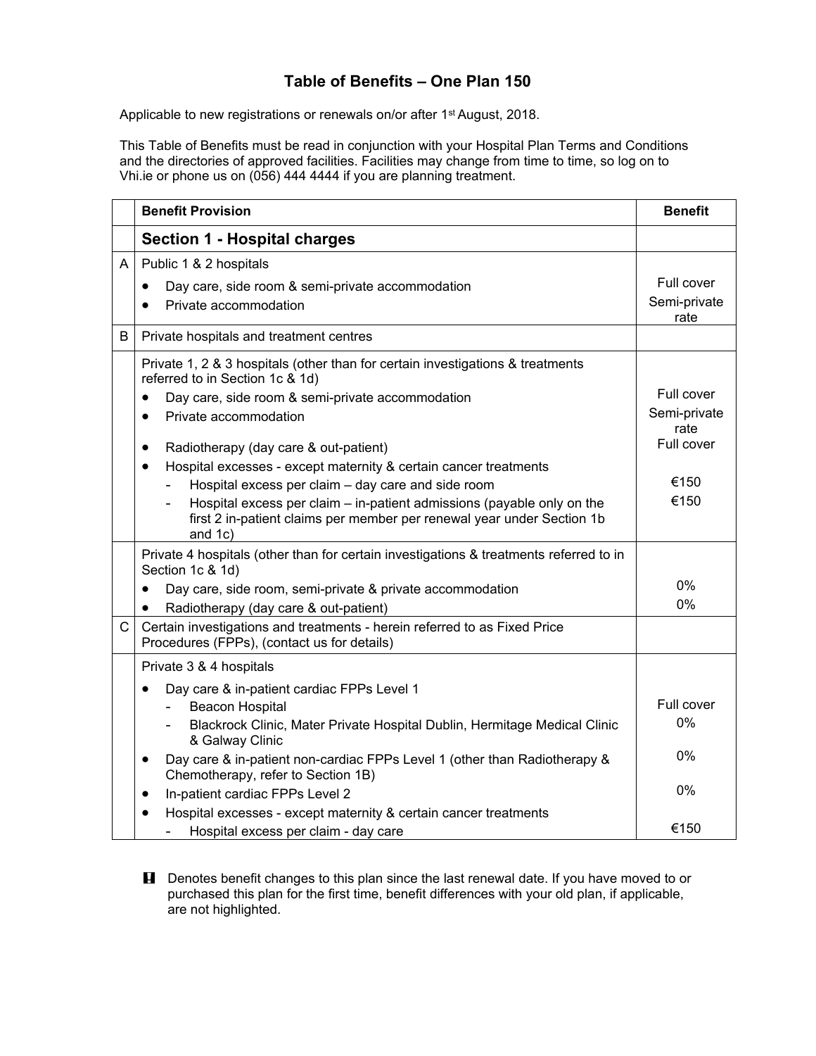# Table of Benefits – One Plan 150

Applicable to new registrations or renewals on/or after 1st August, 2018.

This Table of Benefits must be read in conjunction with your Hospital Plan Terms and Conditions and the directories of approved facilities. Facilities may change from time to time, so log on to Vhi.ie or phone us on (056) 444 4444 if you are planning treatment.

| | Benefit Provision | Benefit |
|---|---|---|
| | **Section 1 - Hospital charges** | |
| A | Public 1 & 2 hospitals | |
| | • Day care, side room & semi-private accommodation | Full cover |
| | • Private accommodation | Semi-private rate |
| B | Private hospitals and treatment centres | |
| | Private 1, 2 & 3 hospitals (other than for certain investigations & treatments referred to in Section 1c & 1d) | |
| | • Day care, side room & semi-private accommodation | Full cover |
| | • Private accommodation | Semi-private rate |
| | • Radiotherapy (day care & out-patient) | Full cover |
| | • Hospital excesses - except maternity & certain cancer treatments | |
| | - Hospital excess per claim – day care and side room | €150 |
| | - Hospital excess per claim – in-patient admissions (payable only on the first 2 in-patient claims per member per renewal year under Section 1b and 1c) | €150 |
| | Private 4 hospitals (other than for certain investigations & treatments referred to in Section 1c & 1d) | |
| | • Day care, side room, semi-private & private accommodation | 0% |
| | • Radiotherapy (day care & out-patient) | 0% |
| C | Certain investigations and treatments - herein referred to as Fixed Price Procedures (FPPs), (contact us for details) | |
| | Private 3 & 4 hospitals | |
| | • Day care & in-patient cardiac FPPs Level 1 | |
| | - Beacon Hospital | Full cover |
| | - Blackrock Clinic, Mater Private Hospital Dublin, Hermitage Medical Clinic & Galway Clinic | 0% |
| | • Day care & in-patient non-cardiac FPPs Level 1 (other than Radiotherapy & Chemotherapy, refer to Section 1B) | 0% |
| | • In-patient cardiac FPPs Level 2 | 0% |
| | • Hospital excesses - except maternity & certain cancer treatments | |
| | - Hospital excess per claim - day care | €150 |

**!** Denotes benefit changes to this plan since the last renewal date. If you have moved to or purchased this plan for the first time, benefit differences with your old plan, if applicable, are not highlighted.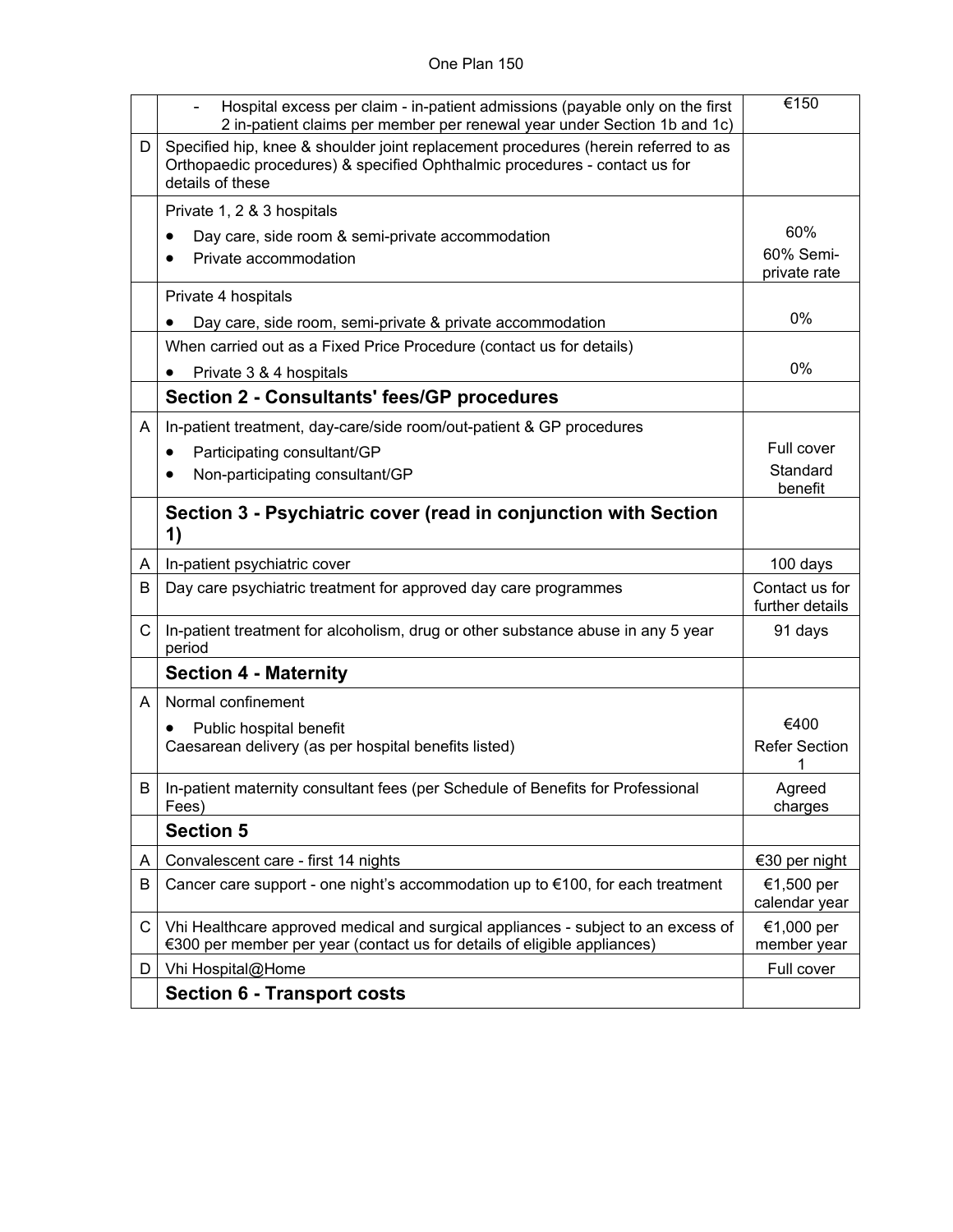| | | |
|---|---|---|
| | - Hospital excess per claim - in-patient admissions (payable only on the first 2 in-patient claims per member per renewal year under Section 1b and 1c) | €150 |
| D | Specified hip, knee & shoulder joint replacement procedures (herein referred to as Orthopaedic procedures) & specified Ophthalmic procedures - contact us for details of these | |
| | Private 1, 2 & 3 hospitals<br>• Day care, side room & semi-private accommodation<br>• Private accommodation | 60%<br>60% Semi-private rate |
| | Private 4 hospitals<br>• Day care, side room, semi-private & private accommodation | 0% |
| | When carried out as a Fixed Price Procedure (contact us for details)<br>• Private 3 & 4 hospitals | 0% |
| | **Section 2 - Consultants' fees/GP procedures** | |
| A | In-patient treatment, day-care/side room/out-patient & GP procedures<br>• Participating consultant/GP<br>• Non-participating consultant/GP | Full cover<br>Standard benefit |
| | **Section 3 - Psychiatric cover (read in conjunction with Section 1)** | |
| A | In-patient psychiatric cover | 100 days |
| B | Day care psychiatric treatment for approved day care programmes | Contact us for further details |
| C | In-patient treatment for alcoholism, drug or other substance abuse in any 5 year period | 91 days |
| | **Section 4 - Maternity** | |
| A | Normal confinement<br>• Public hospital benefit<br>Caesarean delivery (as per hospital benefits listed) | €400<br>Refer Section 1 |
| B | In-patient maternity consultant fees (per Schedule of Benefits for Professional Fees) | Agreed charges |
| | **Section 5** | |
| A | Convalescent care - first 14 nights | €30 per night |
| B | Cancer care support - one night's accommodation up to €100, for each treatment | €1,500 per calendar year |
| C | Vhi Healthcare approved medical and surgical appliances - subject to an excess of €300 per member per year (contact us for details of eligible appliances) | €1,000 per member year |
| D | Vhi Hospital@Home | Full cover |
| | **Section 6 - Transport costs** | |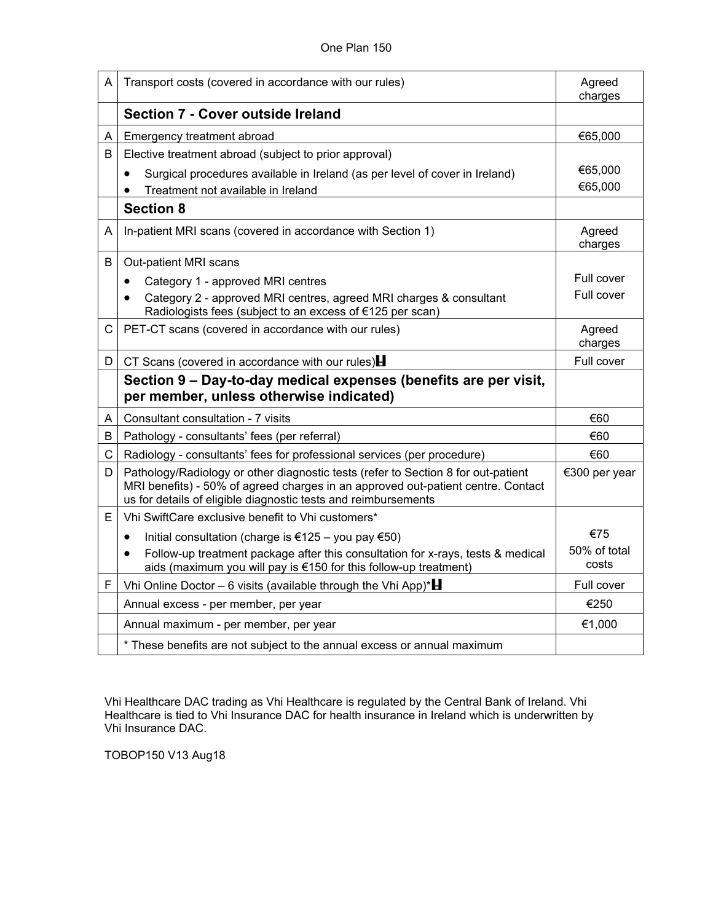| | | |
|---|---|---|
| A | Transport costs (covered in accordance with our rules) | Agreed charges |
| | **Section 7 - Cover outside Ireland** | |
| A | Emergency treatment abroad | €65,000 |
| B | Elective treatment abroad (subject to prior approval)<br>• Surgical procedures available in Ireland (as per level of cover in Ireland)<br>• Treatment not available in Ireland | <br>€65,000<br>€65,000 |
| | **Section 8** | |
| A | In-patient MRI scans (covered in accordance with Section 1) | Agreed charges |
| B | Out-patient MRI scans<br>• Category 1 - approved MRI centres<br>• Category 2 - approved MRI centres, agreed MRI charges & consultant Radiologists fees (subject to an excess of €125 per scan) | <br>Full cover<br>Full cover |
| C | PET-CT scans (covered in accordance with our rules) | Agreed charges |
| D | CT Scans (covered in accordance with our rules) | Full cover |
| | **Section 9 – Day-to-day medical expenses (benefits are per visit, per member, unless otherwise indicated)** | |
| A | Consultant consultation - 7 visits | €60 |
| B | Pathology - consultants' fees (per referral) | €60 |
| C | Radiology - consultants' fees for professional services (per procedure) | €60 |
| D | Pathology/Radiology or other diagnostic tests (refer to Section 8 for out-patient MRI benefits) - 50% of agreed charges in an approved out-patient centre. Contact us for details of eligible diagnostic tests and reimbursements | €300 per year |
| E | Vhi SwiftCare exclusive benefit to Vhi customers*<br>• Initial consultation (charge is €125 – you pay €50)<br>• Follow-up treatment package after this consultation for x-rays, tests & medical aids (maximum you will pay is €150 for this follow-up treatment) | <br>€75<br>50% of total costs |
| F | Vhi Online Doctor – 6 visits (available through the Vhi App)* | Full cover |
| | Annual excess - per member, per year | €250 |
| | Annual maximum - per member, per year | €1,000 |
| | * These benefits are not subject to the annual excess or annual maximum | |

Vhi Healthcare DAC trading as Vhi Healthcare is regulated by the Central Bank of Ireland. Vhi Healthcare is tied to Vhi Insurance DAC for health insurance in Ireland which is underwritten by Vhi Insurance DAC.

TOBOP150 V13 Aug18